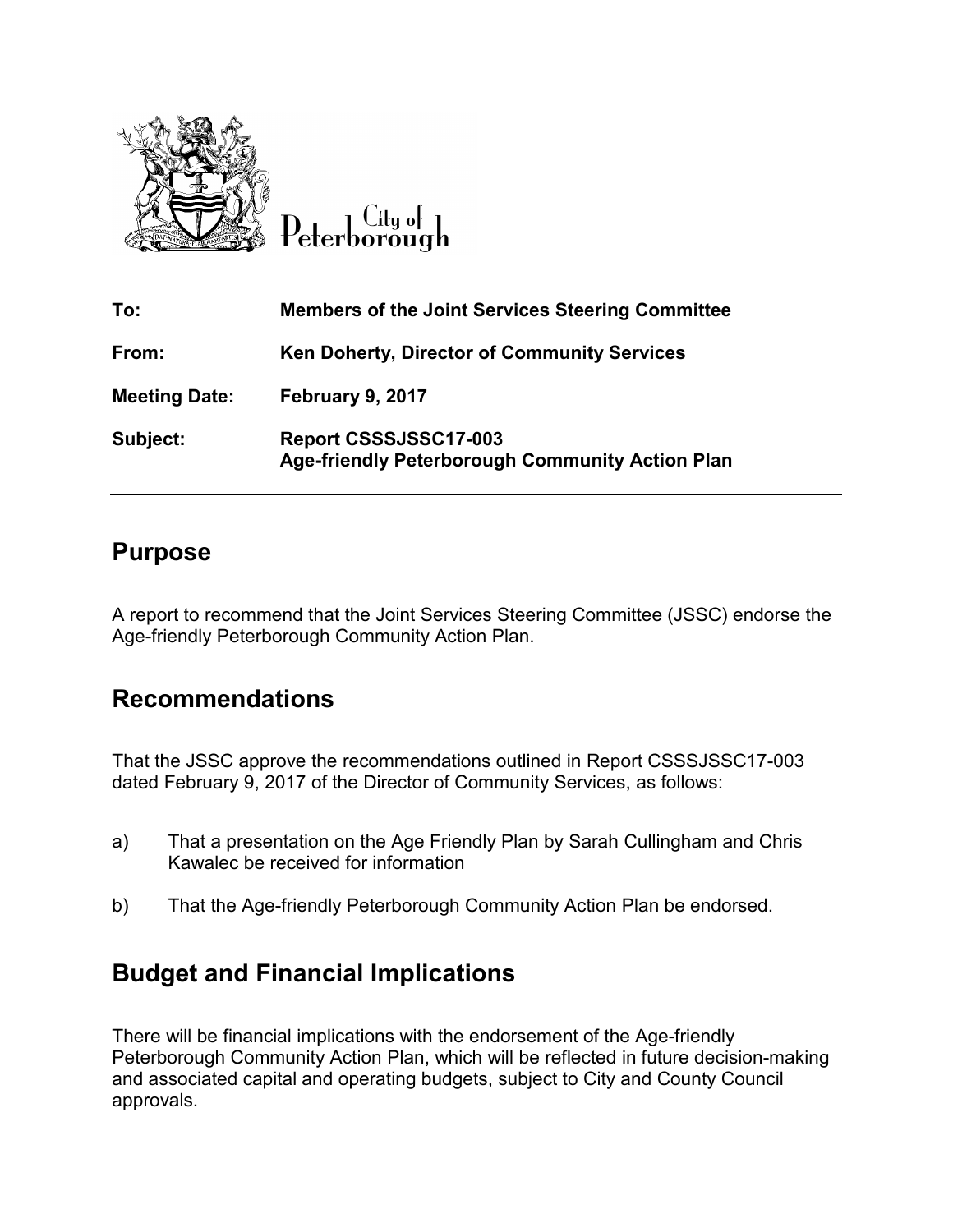City of Peterborough

| | |
|---|---|
| **To:** | **Members of the Joint Services Steering Committee** |
| **From:** | **Ken Doherty, Director of Community Services** |
| **Meeting Date:** | **February 9, 2017** |
| **Subject:** | **Report CSSSJSSC17-003**<br>**Age-friendly Peterborough Community Action Plan** |

## Purpose

A report to recommend that the Joint Services Steering Committee (JSSC) endorse the Age-friendly Peterborough Community Action Plan.

## Recommendations

That the JSSC approve the recommendations outlined in Report CSSSJSSC17-003 dated February 9, 2017 of the Director of Community Services, as follows:

a) That a presentation on the Age Friendly Plan by Sarah Cullingham and Chris Kawalec be received for information

b) That the Age-friendly Peterborough Community Action Plan be endorsed.

## Budget and Financial Implications

There will be financial implications with the endorsement of the Age-friendly Peterborough Community Action Plan, which will be reflected in future decision-making and associated capital and operating budgets, subject to City and County Council approvals.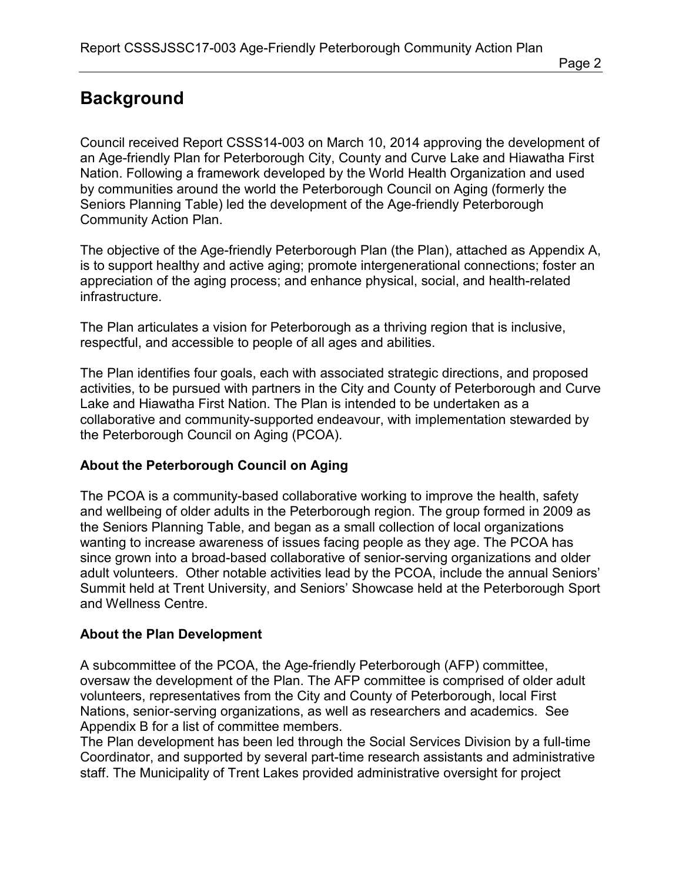# Background

Council received Report CSSS14-003 on March 10, 2014 approving the development of an Age-friendly Plan for Peterborough City, County and Curve Lake and Hiawatha First Nation. Following a framework developed by the World Health Organization and used by communities around the world the Peterborough Council on Aging (formerly the Seniors Planning Table) led the development of the Age-friendly Peterborough Community Action Plan.

The objective of the Age-friendly Peterborough Plan (the Plan), attached as Appendix A, is to support healthy and active aging; promote intergenerational connections; foster an appreciation of the aging process; and enhance physical, social, and health-related infrastructure.

The Plan articulates a vision for Peterborough as a thriving region that is inclusive, respectful, and accessible to people of all ages and abilities.

The Plan identifies four goals, each with associated strategic directions, and proposed activities, to be pursued with partners in the City and County of Peterborough and Curve Lake and Hiawatha First Nation. The Plan is intended to be undertaken as a collaborative and community-supported endeavour, with implementation stewarded by the Peterborough Council on Aging (PCOA).

### About the Peterborough Council on Aging

The PCOA is a community-based collaborative working to improve the health, safety and wellbeing of older adults in the Peterborough region. The group formed in 2009 as the Seniors Planning Table, and began as a small collection of local organizations wanting to increase awareness of issues facing people as they age. The PCOA has since grown into a broad-based collaborative of senior-serving organizations and older adult volunteers. Other notable activities lead by the PCOA, include the annual Seniors' Summit held at Trent University, and Seniors' Showcase held at the Peterborough Sport and Wellness Centre.

### About the Plan Development

A subcommittee of the PCOA, the Age-friendly Peterborough (AFP) committee, oversaw the development of the Plan. The AFP committee is comprised of older adult volunteers, representatives from the City and County of Peterborough, local First Nations, senior-serving organizations, as well as researchers and academics. See Appendix B for a list of committee members.

The Plan development has been led through the Social Services Division by a full-time Coordinator, and supported by several part-time research assistants and administrative staff. The Municipality of Trent Lakes provided administrative oversight for project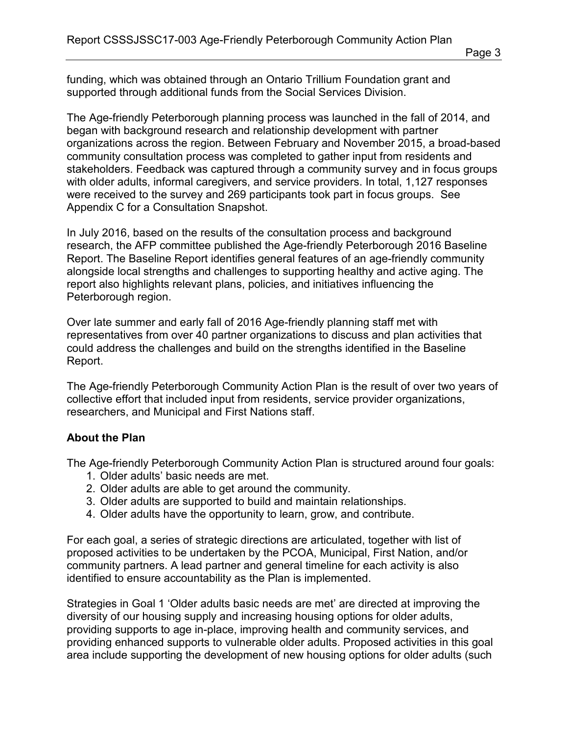funding, which was obtained through an Ontario Trillium Foundation grant and supported through additional funds from the Social Services Division.

The Age-friendly Peterborough planning process was launched in the fall of 2014, and began with background research and relationship development with partner organizations across the region. Between February and November 2015, a broad-based community consultation process was completed to gather input from residents and stakeholders. Feedback was captured through a community survey and in focus groups with older adults, informal caregivers, and service providers. In total, 1,127 responses were received to the survey and 269 participants took part in focus groups. See Appendix C for a Consultation Snapshot.

In July 2016, based on the results of the consultation process and background research, the AFP committee published the Age-friendly Peterborough 2016 Baseline Report. The Baseline Report identifies general features of an age-friendly community alongside local strengths and challenges to supporting healthy and active aging. The report also highlights relevant plans, policies, and initiatives influencing the Peterborough region.

Over late summer and early fall of 2016 Age-friendly planning staff met with representatives from over 40 partner organizations to discuss and plan activities that could address the challenges and build on the strengths identified in the Baseline Report.

The Age-friendly Peterborough Community Action Plan is the result of over two years of collective effort that included input from residents, service provider organizations, researchers, and Municipal and First Nations staff.

**About the Plan**

The Age-friendly Peterborough Community Action Plan is structured around four goals:

1. Older adults' basic needs are met.
2. Older adults are able to get around the community.
3. Older adults are supported to build and maintain relationships.
4. Older adults have the opportunity to learn, grow, and contribute.

For each goal, a series of strategic directions are articulated, together with list of proposed activities to be undertaken by the PCOA, Municipal, First Nation, and/or community partners. A lead partner and general timeline for each activity is also identified to ensure accountability as the Plan is implemented.

Strategies in Goal 1 'Older adults basic needs are met' are directed at improving the diversity of our housing supply and increasing housing options for older adults, providing supports to age in-place, improving health and community services, and providing enhanced supports to vulnerable older adults. Proposed activities in this goal area include supporting the development of new housing options for older adults (such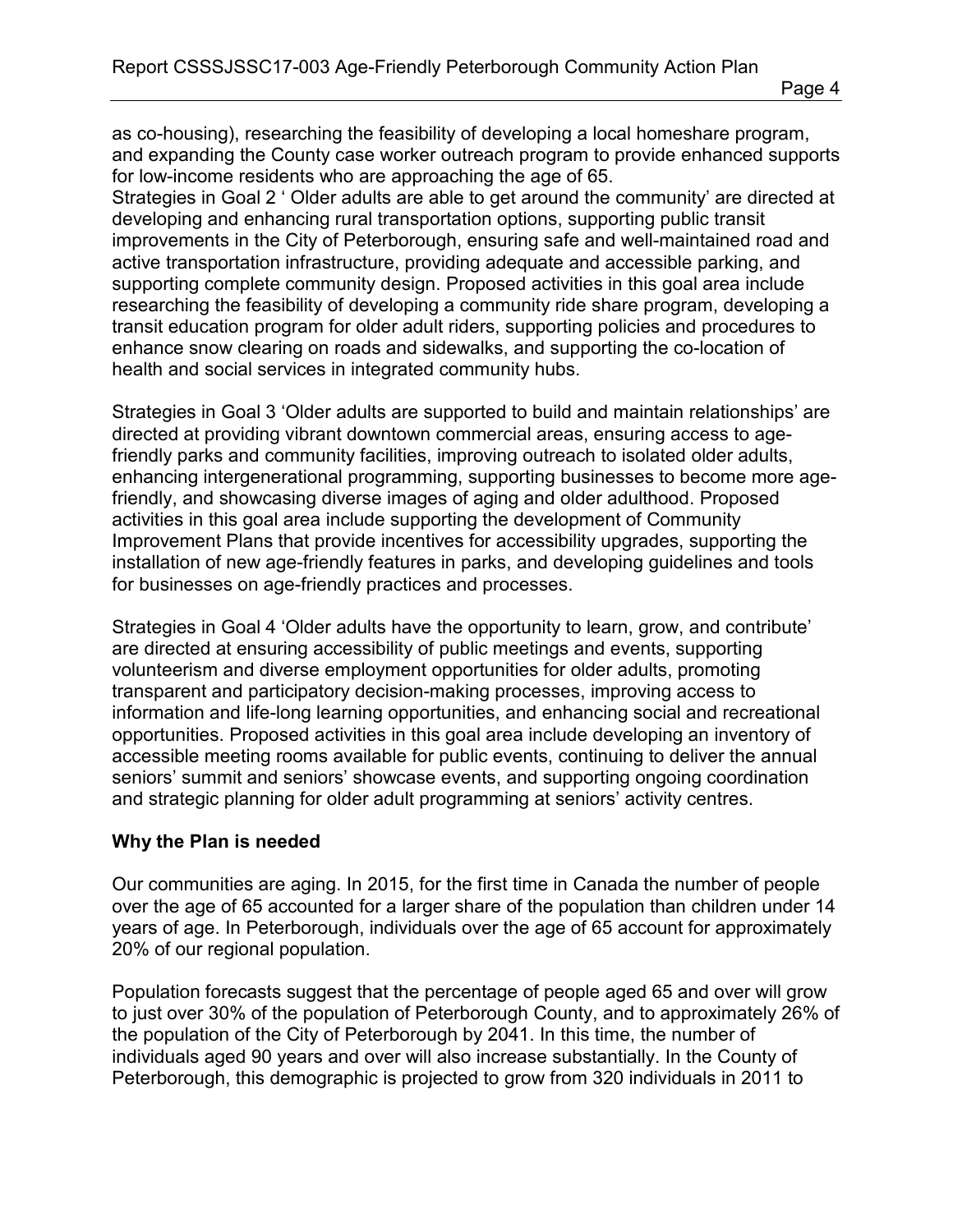as co-housing), researching the feasibility of developing a local homeshare program, and expanding the County case worker outreach program to provide enhanced supports for low-income residents who are approaching the age of 65.
Strategies in Goal 2 ' Older adults are able to get around the community' are directed at developing and enhancing rural transportation options, supporting public transit improvements in the City of Peterborough, ensuring safe and well-maintained road and active transportation infrastructure, providing adequate and accessible parking, and supporting complete community design. Proposed activities in this goal area include researching the feasibility of developing a community ride share program, developing a transit education program for older adult riders, supporting policies and procedures to enhance snow clearing on roads and sidewalks, and supporting the co-location of health and social services in integrated community hubs.

Strategies in Goal 3 'Older adults are supported to build and maintain relationships' are directed at providing vibrant downtown commercial areas, ensuring access to age-friendly parks and community facilities, improving outreach to isolated older adults, enhancing intergenerational programming, supporting businesses to become more age-friendly, and showcasing diverse images of aging and older adulthood. Proposed activities in this goal area include supporting the development of Community Improvement Plans that provide incentives for accessibility upgrades, supporting the installation of new age-friendly features in parks, and developing guidelines and tools for businesses on age-friendly practices and processes.

Strategies in Goal 4 'Older adults have the opportunity to learn, grow, and contribute' are directed at ensuring accessibility of public meetings and events, supporting volunteerism and diverse employment opportunities for older adults, promoting transparent and participatory decision-making processes, improving access to information and life-long learning opportunities, and enhancing social and recreational opportunities. Proposed activities in this goal area include developing an inventory of accessible meeting rooms available for public events, continuing to deliver the annual seniors' summit and seniors' showcase events, and supporting ongoing coordination and strategic planning for older adult programming at seniors' activity centres.

**Why the Plan is needed**

Our communities are aging. In 2015, for the first time in Canada the number of people over the age of 65 accounted for a larger share of the population than children under 14 years of age. In Peterborough, individuals over the age of 65 account for approximately 20% of our regional population.

Population forecasts suggest that the percentage of people aged 65 and over will grow to just over 30% of the population of Peterborough County, and to approximately 26% of the population of the City of Peterborough by 2041. In this time, the number of individuals aged 90 years and over will also increase substantially. In the County of Peterborough, this demographic is projected to grow from 320 individuals in 2011 to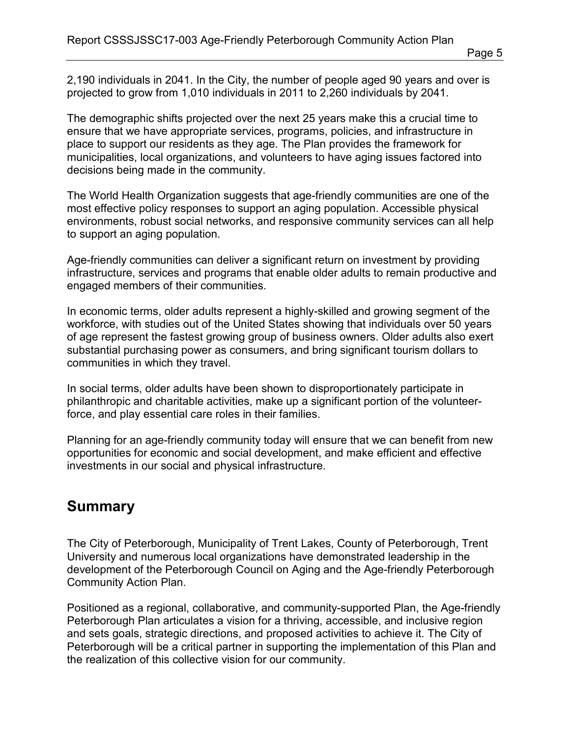2,190 individuals in 2041. In the City, the number of people aged 90 years and over is projected to grow from 1,010 individuals in 2011 to 2,260 individuals by 2041.

The demographic shifts projected over the next 25 years make this a crucial time to ensure that we have appropriate services, programs, policies, and infrastructure in place to support our residents as they age. The Plan provides the framework for municipalities, local organizations, and volunteers to have aging issues factored into decisions being made in the community.

The World Health Organization suggests that age-friendly communities are one of the most effective policy responses to support an aging population. Accessible physical environments, robust social networks, and responsive community services can all help to support an aging population.

Age-friendly communities can deliver a significant return on investment by providing infrastructure, services and programs that enable older adults to remain productive and engaged members of their communities.

In economic terms, older adults represent a highly-skilled and growing segment of the workforce, with studies out of the United States showing that individuals over 50 years of age represent the fastest growing group of business owners. Older adults also exert substantial purchasing power as consumers, and bring significant tourism dollars to communities in which they travel.

In social terms, older adults have been shown to disproportionately participate in philanthropic and charitable activities, make up a significant portion of the volunteer-force, and play essential care roles in their families.

Planning for an age-friendly community today will ensure that we can benefit from new opportunities for economic and social development, and make efficient and effective investments in our social and physical infrastructure.

## Summary

The City of Peterborough, Municipality of Trent Lakes, County of Peterborough, Trent University and numerous local organizations have demonstrated leadership in the development of the Peterborough Council on Aging and the Age-friendly Peterborough Community Action Plan.

Positioned as a regional, collaborative, and community-supported Plan, the Age-friendly Peterborough Plan articulates a vision for a thriving, accessible, and inclusive region and sets goals, strategic directions, and proposed activities to achieve it. The City of Peterborough will be a critical partner in supporting the implementation of this Plan and the realization of this collective vision for our community.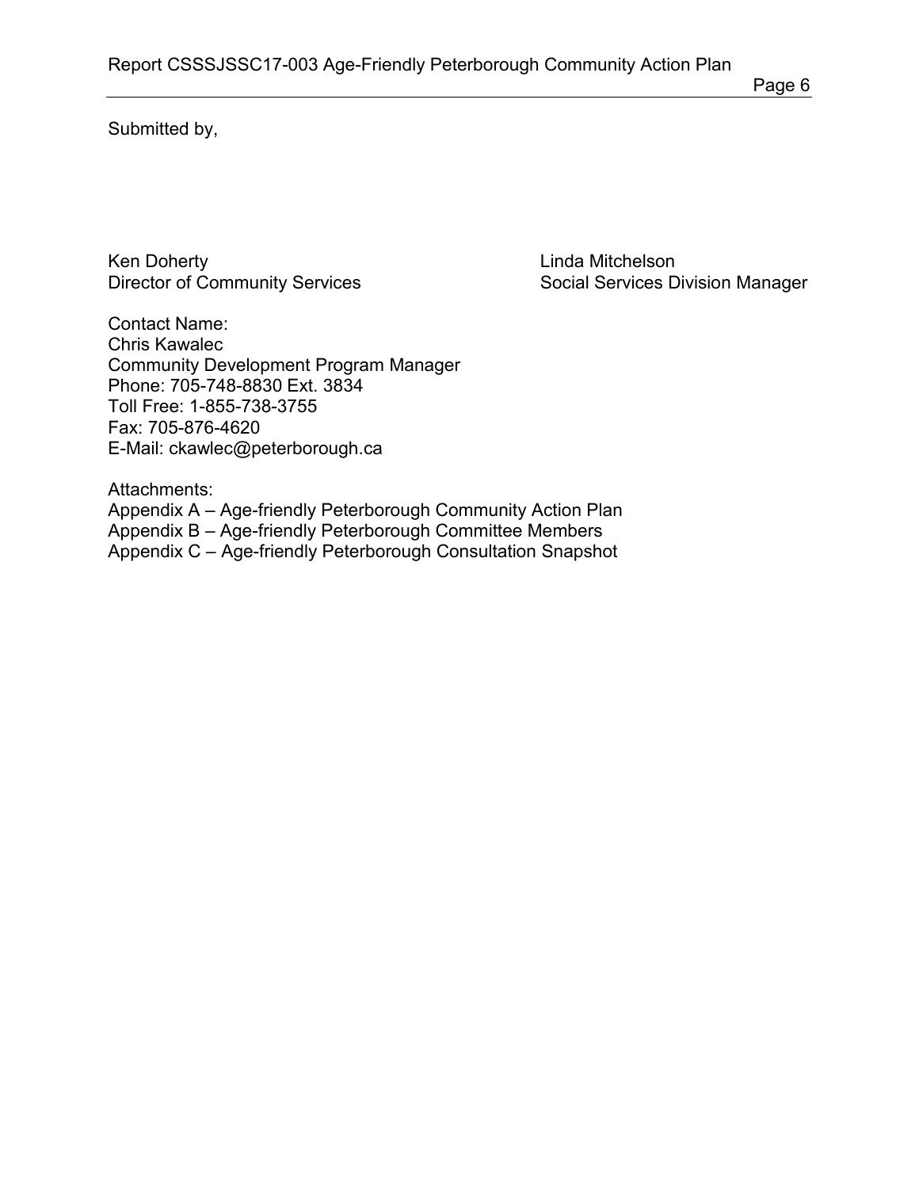Submitted by,

Ken Doherty
Director of Community Services

Linda Mitchelson
Social Services Division Manager

Contact Name:
Chris Kawalec
Community Development Program Manager
Phone: 705-748-8830 Ext. 3834
Toll Free: 1-855-738-3755
Fax: 705-876-4620
E-Mail: ckawlec@peterborough.ca

Attachments:
Appendix A – Age-friendly Peterborough Community Action Plan
Appendix B – Age-friendly Peterborough Committee Members
Appendix C – Age-friendly Peterborough Consultation Snapshot